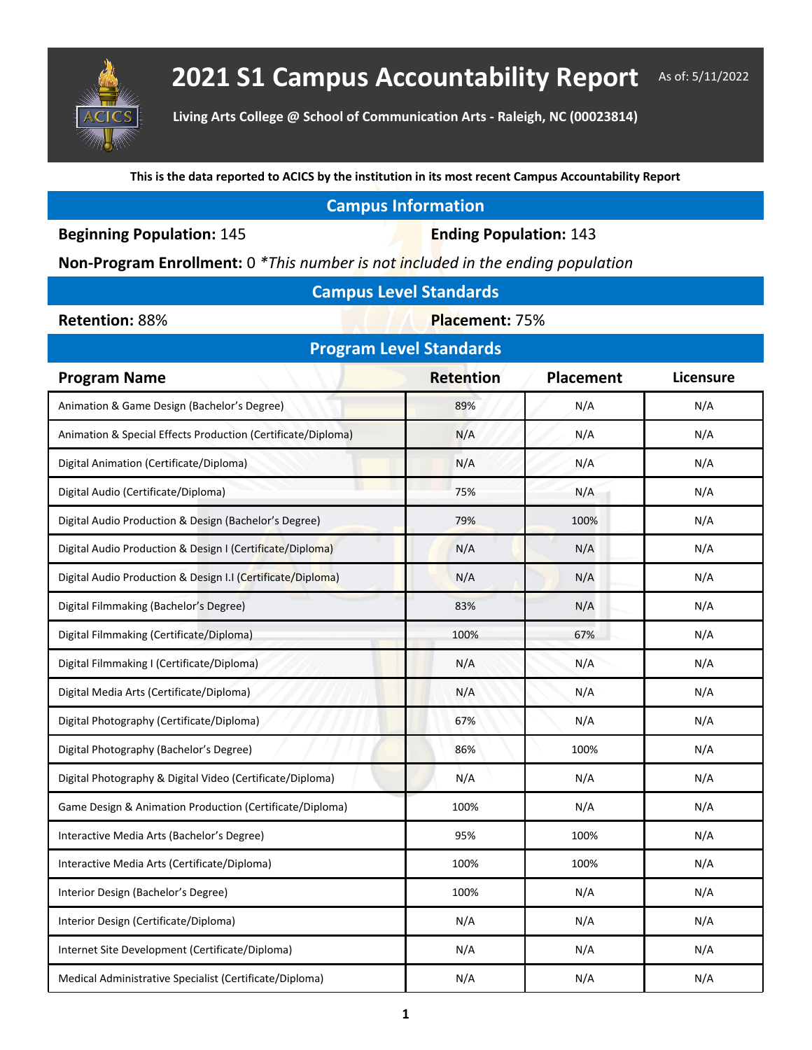# 2021 S1 Campus Accountability Report

As of: 5/11/2022

**Living Arts College @ School of Communication Arts - Raleigh, NC (00023814)**

**This is the data reported to ACICS by the institution in its most recent Campus Accountability Report**

## Campus Information

**Beginning Population:** 145

**Ending Population:** 143

**Non-Program Enrollment:** 0 *\*This number is not included in the ending population*

## Campus Level Standards

**Retention:** 88%

**Placement:** 75%

## Program Level Standards

| Program Name | Retention | Placement | Licensure |
|---|---|---|---|
| Animation & Game Design (Bachelor's Degree) | 89% | N/A | N/A |
| Animation & Special Effects Production (Certificate/Diploma) | N/A | N/A | N/A |
| Digital Animation (Certificate/Diploma) | N/A | N/A | N/A |
| Digital Audio (Certificate/Diploma) | 75% | N/A | N/A |
| Digital Audio Production & Design (Bachelor's Degree) | 79% | 100% | N/A |
| Digital Audio Production & Design I (Certificate/Diploma) | N/A | N/A | N/A |
| Digital Audio Production & Design I.I (Certificate/Diploma) | N/A | N/A | N/A |
| Digital Filmmaking (Bachelor's Degree) | 83% | N/A | N/A |
| Digital Filmmaking (Certificate/Diploma) | 100% | 67% | N/A |
| Digital Filmmaking I (Certificate/Diploma) | N/A | N/A | N/A |
| Digital Media Arts (Certificate/Diploma) | N/A | N/A | N/A |
| Digital Photography (Certificate/Diploma) | 67% | N/A | N/A |
| Digital Photography (Bachelor's Degree) | 86% | 100% | N/A |
| Digital Photography & Digital Video (Certificate/Diploma) | N/A | N/A | N/A |
| Game Design & Animation Production (Certificate/Diploma) | 100% | N/A | N/A |
| Interactive Media Arts (Bachelor's Degree) | 95% | 100% | N/A |
| Interactive Media Arts (Certificate/Diploma) | 100% | 100% | N/A |
| Interior Design (Bachelor's Degree) | 100% | N/A | N/A |
| Interior Design (Certificate/Diploma) | N/A | N/A | N/A |
| Internet Site Development (Certificate/Diploma) | N/A | N/A | N/A |
| Medical Administrative Specialist (Certificate/Diploma) | N/A | N/A | N/A |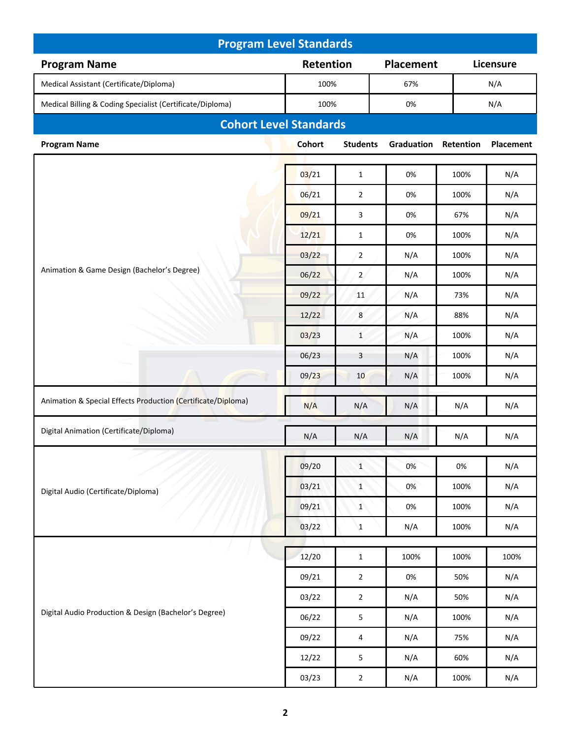## Program Level Standards

| Program Name | Retention | Placement | Licensure |
|---|---|---|---|
| Medical Assistant (Certificate/Diploma) | 100% | 67% | N/A |
| Medical Billing & Coding Specialist (Certificate/Diploma) | 100% | 0% | N/A |

## Cohort Level Standards

| Program Name | Cohort | Students | Graduation | Retention | Placement |
|---|---|---|---|---|---|
| Animation & Game Design (Bachelor's Degree) | 03/21 | 1 | 0% | 100% | N/A |
| | 06/21 | 2 | 0% | 100% | N/A |
| | 09/21 | 3 | 0% | 67% | N/A |
| | 12/21 | 1 | 0% | 100% | N/A |
| | 03/22 | 2 | N/A | 100% | N/A |
| | 06/22 | 2 | N/A | 100% | N/A |
| | 09/22 | 11 | N/A | 73% | N/A |
| | 12/22 | 8 | N/A | 88% | N/A |
| | 03/23 | 1 | N/A | 100% | N/A |
| | 06/23 | 3 | N/A | 100% | N/A |
| | 09/23 | 10 | N/A | 100% | N/A |
| Animation & Special Effects Production (Certificate/Diploma) | N/A | N/A | N/A | N/A | N/A |
| Digital Animation (Certificate/Diploma) | N/A | N/A | N/A | N/A | N/A |
| Digital Audio (Certificate/Diploma) | 09/20 | 1 | 0% | 0% | N/A |
| | 03/21 | 1 | 0% | 100% | N/A |
| | 09/21 | 1 | 0% | 100% | N/A |
| | 03/22 | 1 | N/A | 100% | N/A |
| Digital Audio Production & Design (Bachelor's Degree) | 12/20 | 1 | 100% | 100% | 100% |
| | 09/21 | 2 | 0% | 50% | N/A |
| | 03/22 | 2 | N/A | 50% | N/A |
| | 06/22 | 5 | N/A | 100% | N/A |
| | 09/22 | 4 | N/A | 75% | N/A |
| | 12/22 | 5 | N/A | 60% | N/A |
| | 03/23 | 2 | N/A | 100% | N/A |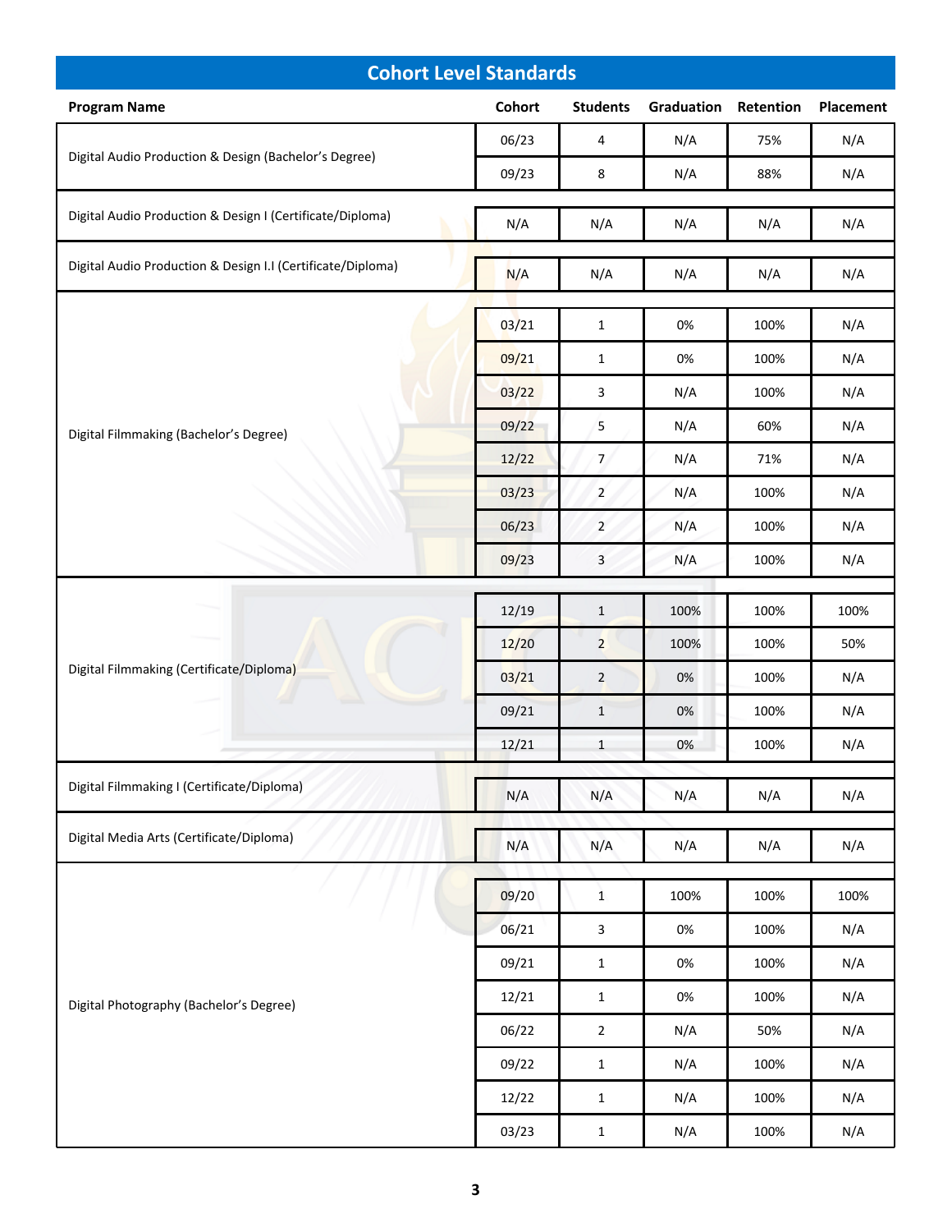## Cohort Level Standards

| Program Name | Cohort | Students | Graduation | Retention | Placement |
|---|---|---|---|---|---|
| Digital Audio Production & Design (Bachelor's Degree) | 06/23 | 4 | N/A | 75% | N/A |
| | 09/23 | 8 | N/A | 88% | N/A |
| Digital Audio Production & Design I (Certificate/Diploma) | N/A | N/A | N/A | N/A | N/A |
| Digital Audio Production & Design I.I (Certificate/Diploma) | N/A | N/A | N/A | N/A | N/A |
| Digital Filmmaking (Bachelor's Degree) | 03/21 | 1 | 0% | 100% | N/A |
| | 09/21 | 1 | 0% | 100% | N/A |
| | 03/22 | 3 | N/A | 100% | N/A |
| | 09/22 | 5 | N/A | 60% | N/A |
| | 12/22 | 7 | N/A | 71% | N/A |
| | 03/23 | 2 | N/A | 100% | N/A |
| | 06/23 | 2 | N/A | 100% | N/A |
| | 09/23 | 3 | N/A | 100% | N/A |
| Digital Filmmaking (Certificate/Diploma) | 12/19 | 1 | 100% | 100% | 100% |
| | 12/20 | 2 | 100% | 100% | 50% |
| | 03/21 | 2 | 0% | 100% | N/A |
| | 09/21 | 1 | 0% | 100% | N/A |
| | 12/21 | 1 | 0% | 100% | N/A |
| Digital Filmmaking I (Certificate/Diploma) | N/A | N/A | N/A | N/A | N/A |
| Digital Media Arts (Certificate/Diploma) | N/A | N/A | N/A | N/A | N/A |
| Digital Photography (Bachelor's Degree) | 09/20 | 1 | 100% | 100% | 100% |
| | 06/21 | 3 | 0% | 100% | N/A |
| | 09/21 | 1 | 0% | 100% | N/A |
| | 12/21 | 1 | 0% | 100% | N/A |
| | 06/22 | 2 | N/A | 50% | N/A |
| | 09/22 | 1 | N/A | 100% | N/A |
| | 12/22 | 1 | N/A | 100% | N/A |
| | 03/23 | 1 | N/A | 100% | N/A |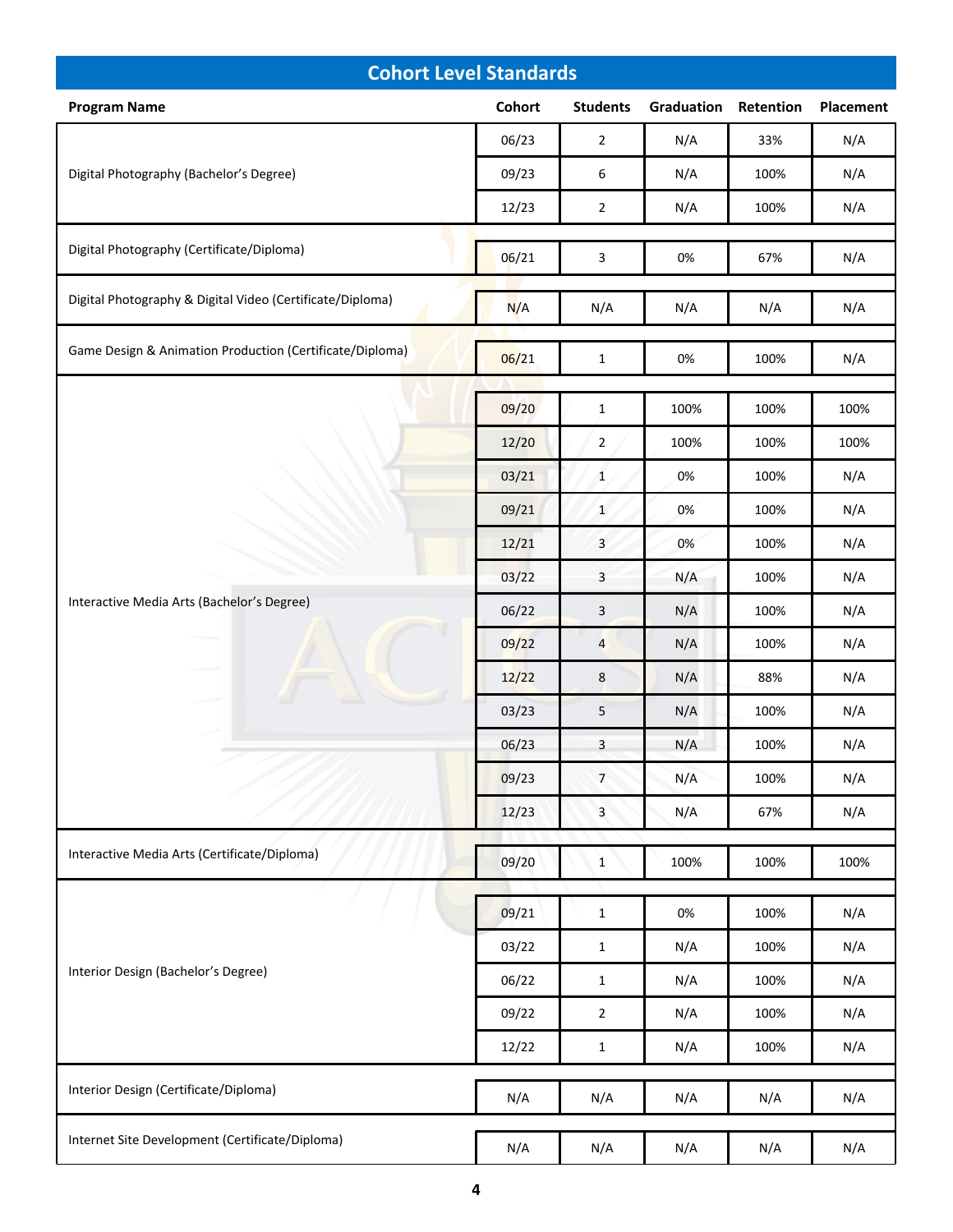## Cohort Level Standards

| Program Name | Cohort | Students | Graduation | Retention | Placement |
|---|---|---|---|---|---|
| Digital Photography (Bachelor's Degree) | 06/23 | 2 | N/A | 33% | N/A |
| | 09/23 | 6 | N/A | 100% | N/A |
| | 12/23 | 2 | N/A | 100% | N/A |
| Digital Photography (Certificate/Diploma) | 06/21 | 3 | 0% | 67% | N/A |
| Digital Photography & Digital Video (Certificate/Diploma) | N/A | N/A | N/A | N/A | N/A |
| Game Design & Animation Production (Certificate/Diploma) | 06/21 | 1 | 0% | 100% | N/A |
| Interactive Media Arts (Bachelor's Degree) | 09/20 | 1 | 100% | 100% | 100% |
| | 12/20 | 2 | 100% | 100% | 100% |
| | 03/21 | 1 | 0% | 100% | N/A |
| | 09/21 | 1 | 0% | 100% | N/A |
| | 12/21 | 3 | 0% | 100% | N/A |
| | 03/22 | 3 | N/A | 100% | N/A |
| | 06/22 | 3 | N/A | 100% | N/A |
| | 09/22 | 4 | N/A | 100% | N/A |
| | 12/22 | 8 | N/A | 88% | N/A |
| | 03/23 | 5 | N/A | 100% | N/A |
| | 06/23 | 3 | N/A | 100% | N/A |
| | 09/23 | 7 | N/A | 100% | N/A |
| | 12/23 | 3 | N/A | 67% | N/A |
| Interactive Media Arts (Certificate/Diploma) | 09/20 | 1 | 100% | 100% | 100% |
| Interior Design (Bachelor's Degree) | 09/21 | 1 | 0% | 100% | N/A |
| | 03/22 | 1 | N/A | 100% | N/A |
| | 06/22 | 1 | N/A | 100% | N/A |
| | 09/22 | 2 | N/A | 100% | N/A |
| | 12/22 | 1 | N/A | 100% | N/A |
| Interior Design (Certificate/Diploma) | N/A | N/A | N/A | N/A | N/A |
| Internet Site Development (Certificate/Diploma) | N/A | N/A | N/A | N/A | N/A |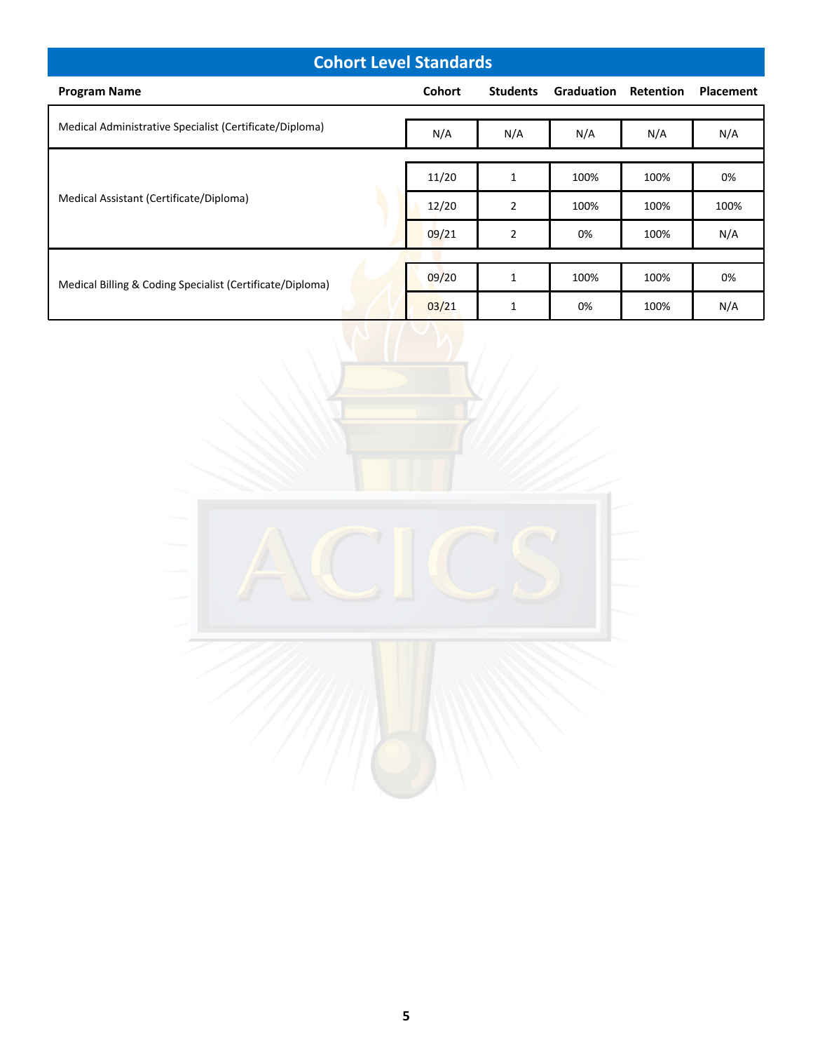## Cohort Level Standards

| Program Name | Cohort | Students | Graduation | Retention | Placement |
|---|---|---|---|---|---|
| Medical Administrative Specialist (Certificate/Diploma) | N/A | N/A | N/A | N/A | N/A |
| Medical Assistant (Certificate/Diploma) | 11/20 | 1 | 100% | 100% | 0% |
| | 12/20 | 2 | 100% | 100% | 100% |
| | 09/21 | 2 | 0% | 100% | N/A |
| Medical Billing & Coding Specialist (Certificate/Diploma) | 09/20 | 1 | 100% | 100% | 0% |
| | 03/21 | 1 | 0% | 100% | N/A |